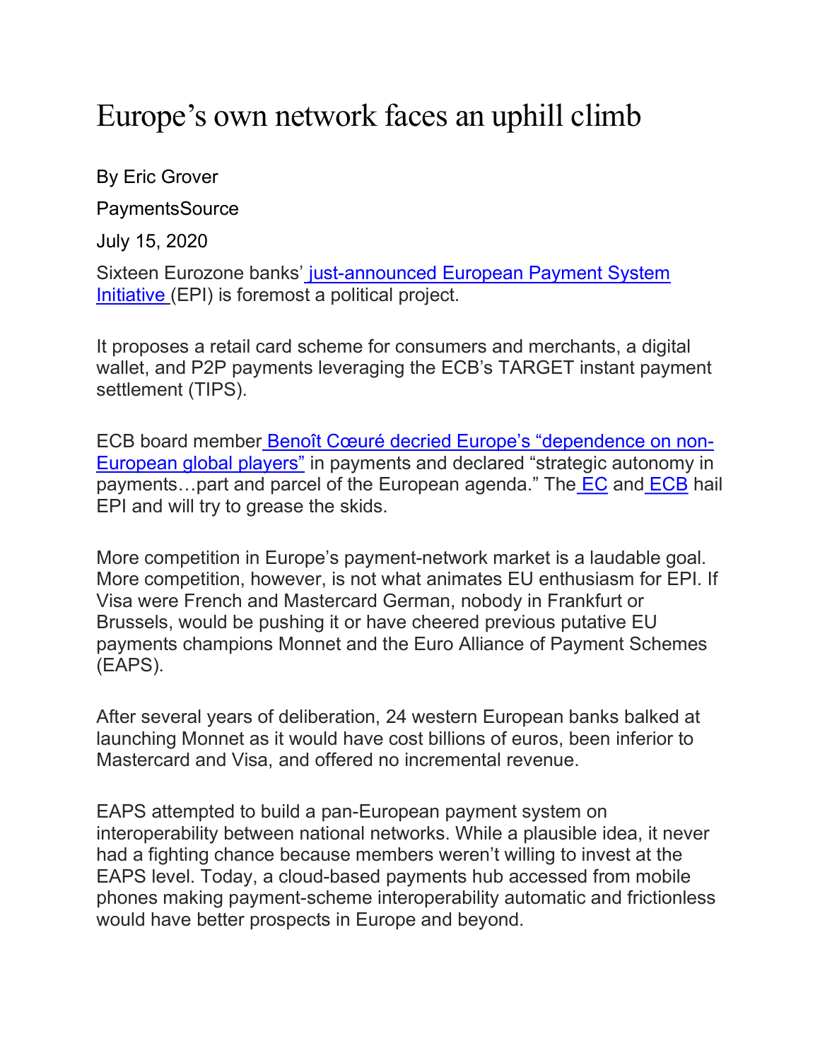# Europe's own network faces an uphill climb

By Eric Grover

PaymentsSource

July 15, 2020

Sixteen Eurozone banks' just-announced European Payment System Initiative (EPI) is foremost a political project.

It proposes a retail card scheme for consumers and merchants, a digital wallet, and P2P payments leveraging the ECB's TARGET instant payment settlement (TIPS).

ECB board member Benoît Cœuré decried Europe's "dependence on non-European global players" in payments and declared "strategic autonomy in payments…part and parcel of the European agenda." The EC and ECB hail EPI and will try to grease the skids.

More competition in Europe's payment-network market is a laudable goal. More competition, however, is not what animates EU enthusiasm for EPI. If Visa were French and Mastercard German, nobody in Frankfurt or Brussels, would be pushing it or have cheered previous putative EU payments champions Monnet and the Euro Alliance of Payment Schemes (EAPS).

After several years of deliberation, 24 western European banks balked at launching Monnet as it would have cost billions of euros, been inferior to Mastercard and Visa, and offered no incremental revenue.

EAPS attempted to build a pan-European payment system on interoperability between national networks. While a plausible idea, it never had a fighting chance because members weren't willing to invest at the EAPS level. Today, a cloud-based payments hub accessed from mobile phones making payment-scheme interoperability automatic and frictionless would have better prospects in Europe and beyond.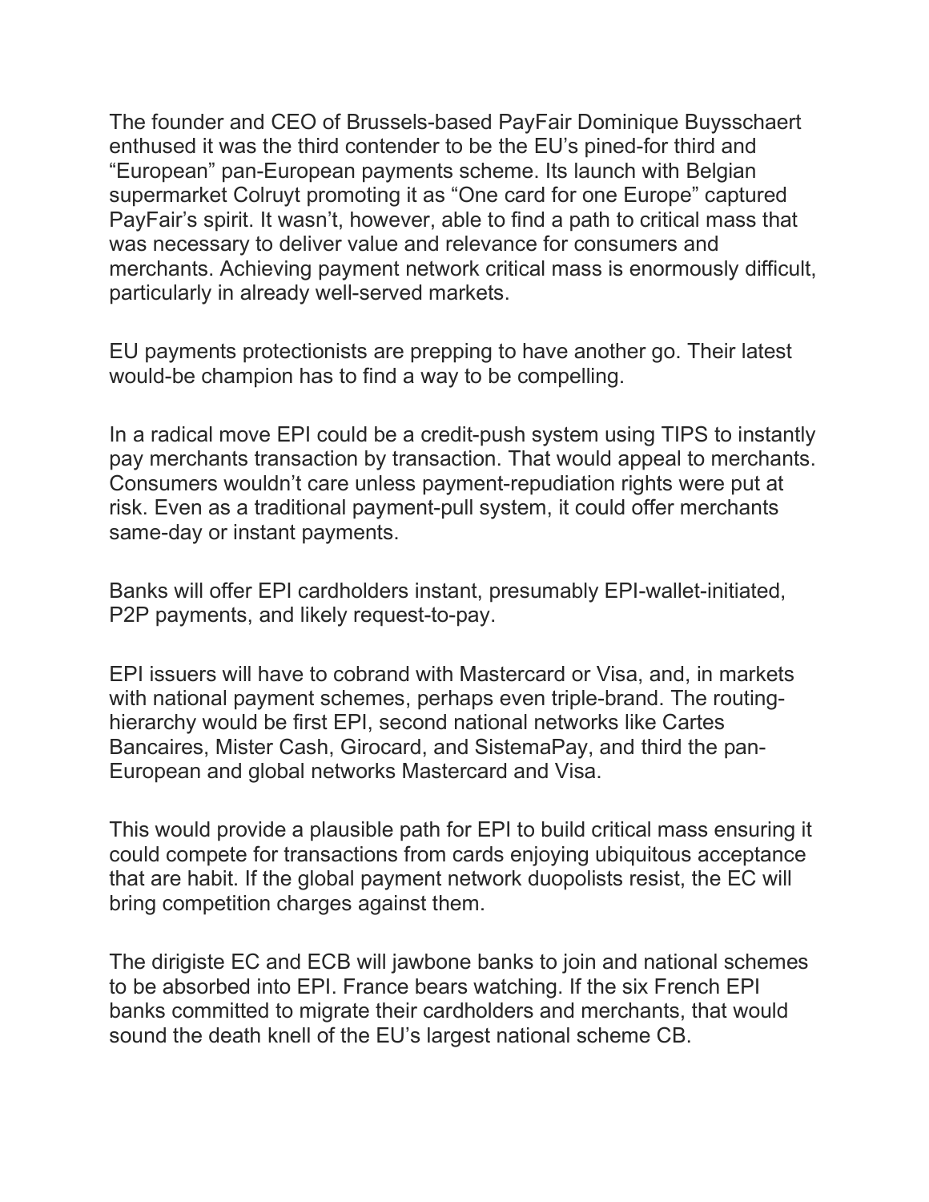The founder and CEO of Brussels-based PayFair Dominique Buysschaert enthused it was the third contender to be the EU's pined-for third and "European" pan-European payments scheme. Its launch with Belgian supermarket Colruyt promoting it as "One card for one Europe" captured PayFair's spirit. It wasn't, however, able to find a path to critical mass that was necessary to deliver value and relevance for consumers and merchants. Achieving payment network critical mass is enormously difficult, particularly in already well-served markets.

EU payments protectionists are prepping to have another go. Their latest would-be champion has to find a way to be compelling.

In a radical move EPI could be a credit-push system using TIPS to instantly pay merchants transaction by transaction. That would appeal to merchants. Consumers wouldn't care unless payment-repudiation rights were put at risk. Even as a traditional payment-pull system, it could offer merchants same-day or instant payments.

Banks will offer EPI cardholders instant, presumably EPI-wallet-initiated, P2P payments, and likely request-to-pay.

EPI issuers will have to cobrand with Mastercard or Visa, and, in markets with national payment schemes, perhaps even triple-brand. The routing-hierarchy would be first EPI, second national networks like Cartes Bancaires, Mister Cash, Girocard, and SistemaPay, and third the pan-European and global networks Mastercard and Visa.

This would provide a plausible path for EPI to build critical mass ensuring it could compete for transactions from cards enjoying ubiquitous acceptance that are habit. If the global payment network duopolists resist, the EC will bring competition charges against them.

The dirigiste EC and ECB will jawbone banks to join and national schemes to be absorbed into EPI. France bears watching. If the six French EPI banks committed to migrate their cardholders and merchants, that would sound the death knell of the EU's largest national scheme CB.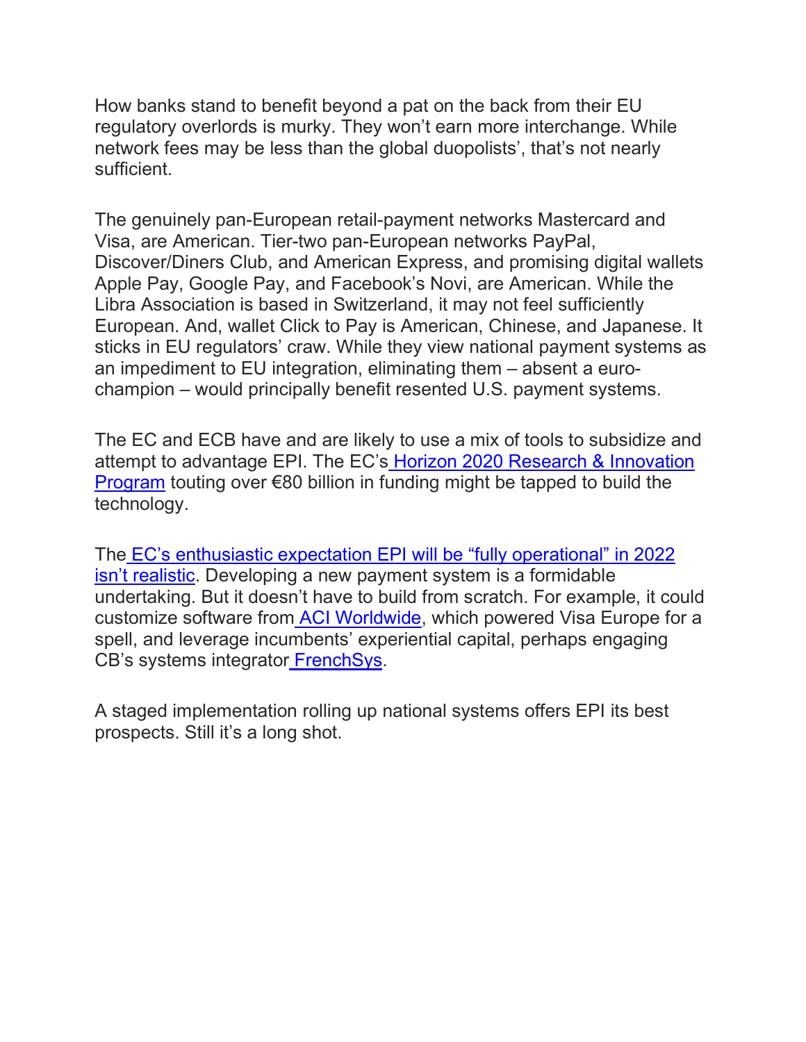How banks stand to benefit beyond a pat on the back from their EU regulatory overlords is murky. They won't earn more interchange. While network fees may be less than the global duopolists', that's not nearly sufficient.

The genuinely pan-European retail-payment networks Mastercard and Visa, are American. Tier-two pan-European networks PayPal, Discover/Diners Club, and American Express, and promising digital wallets Apple Pay, Google Pay, and Facebook's Novi, are American. While the Libra Association is based in Switzerland, it may not feel sufficiently European. And, wallet Click to Pay is American, Chinese, and Japanese. It sticks in EU regulators' craw. While they view national payment systems as an impediment to EU integration, eliminating them – absent a euro-champion – would principally benefit resented U.S. payment systems.

The EC and ECB have and are likely to use a mix of tools to subsidize and attempt to advantage EPI. The EC's Horizon 2020 Research & Innovation Program touting over €80 billion in funding might be tapped to build the technology.

The EC's enthusiastic expectation EPI will be "fully operational" in 2022 isn't realistic. Developing a new payment system is a formidable undertaking. But it doesn't have to build from scratch. For example, it could customize software from ACI Worldwide, which powered Visa Europe for a spell, and leverage incumbents' experiential capital, perhaps engaging CB's systems integrator FrenchSys.

A staged implementation rolling up national systems offers EPI its best prospects. Still it's a long shot.